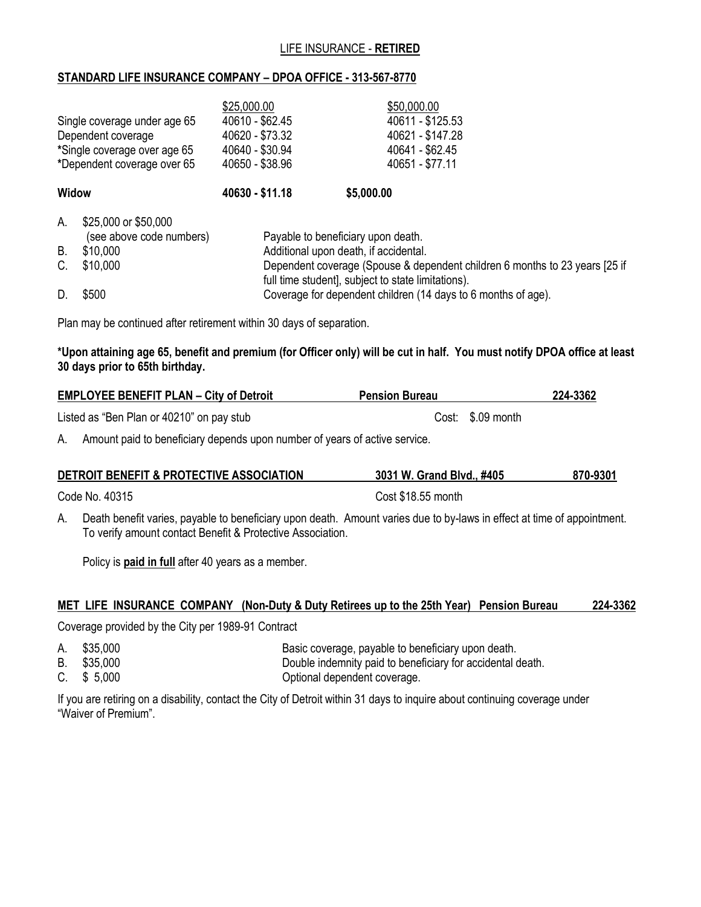# LIFE INSURANCE - **RETIRED**

## STANDARD LIFE INSURANCE COMPANY – DPOA OFFICE - 313-567-8770

| | $25,000.00 | $50,000.00 |
|---|---|---|
| Single coverage under age 65 | 40610 - $62.45 | 40611 - $125.53 |
| Dependent coverage | 40620 - $73.32 | 40621 - $147.28 |
| *Single coverage over age 65 | 40640 - $30.94 | 40641 - $62.45 |
| *Dependent coverage over 65 | 40650 - $38.96 | 40651 - $77.11 |
| **Widow** | **40630 - $11.18** | **$5,000.00** |

| | | |
|---|---|---|
| A. | $25,000 or $50,000 (see above code numbers) | Payable to beneficiary upon death. |
| B. | $10,000 | Additional upon death, if accidental. |
| C. | $10,000 | Dependent coverage (Spouse & dependent children 6 months to 23 years [25 if full time student], subject to state limitations). |
| D. | $500 | Coverage for dependent children (14 days to 6 months of age). |

Plan may be continued after retirement within 30 days of separation.

**\*Upon attaining age 65, benefit and premium (for Officer only) will be cut in half. You must notify DPOA office at least 30 days prior to 65th birthday.**

## EMPLOYEE BENEFIT PLAN – City of Detroit — Pension Bureau — 224-3362

Listed as "Ben Plan or 40210" on pay stub — Cost: $.09 month

A. Amount paid to beneficiary depends upon number of years of active service.

## DETROIT BENEFIT & PROTECTIVE ASSOCIATION — 3031 W. Grand Blvd., #405 — 870-9301

Code No. 40315 — Cost $18.55 month

A. Death benefit varies, payable to beneficiary upon death. Amount varies due to by-laws in effect at time of appointment. To verify amount contact Benefit & Protective Association.

Policy is **paid in full** after 40 years as a member.

## MET LIFE INSURANCE COMPANY (Non-Duty & Duty Retirees up to the 25th Year) Pension Bureau 224-3362

Coverage provided by the City per 1989-91 Contract

| | | |
|---|---|---|
| A. | $35,000 | Basic coverage, payable to beneficiary upon death. |
| B. | $35,000 | Double indemnity paid to beneficiary for accidental death. |
| C. | $ 5,000 | Optional dependent coverage. |

If you are retiring on a disability, contact the City of Detroit within 31 days to inquire about continuing coverage under "Waiver of Premium".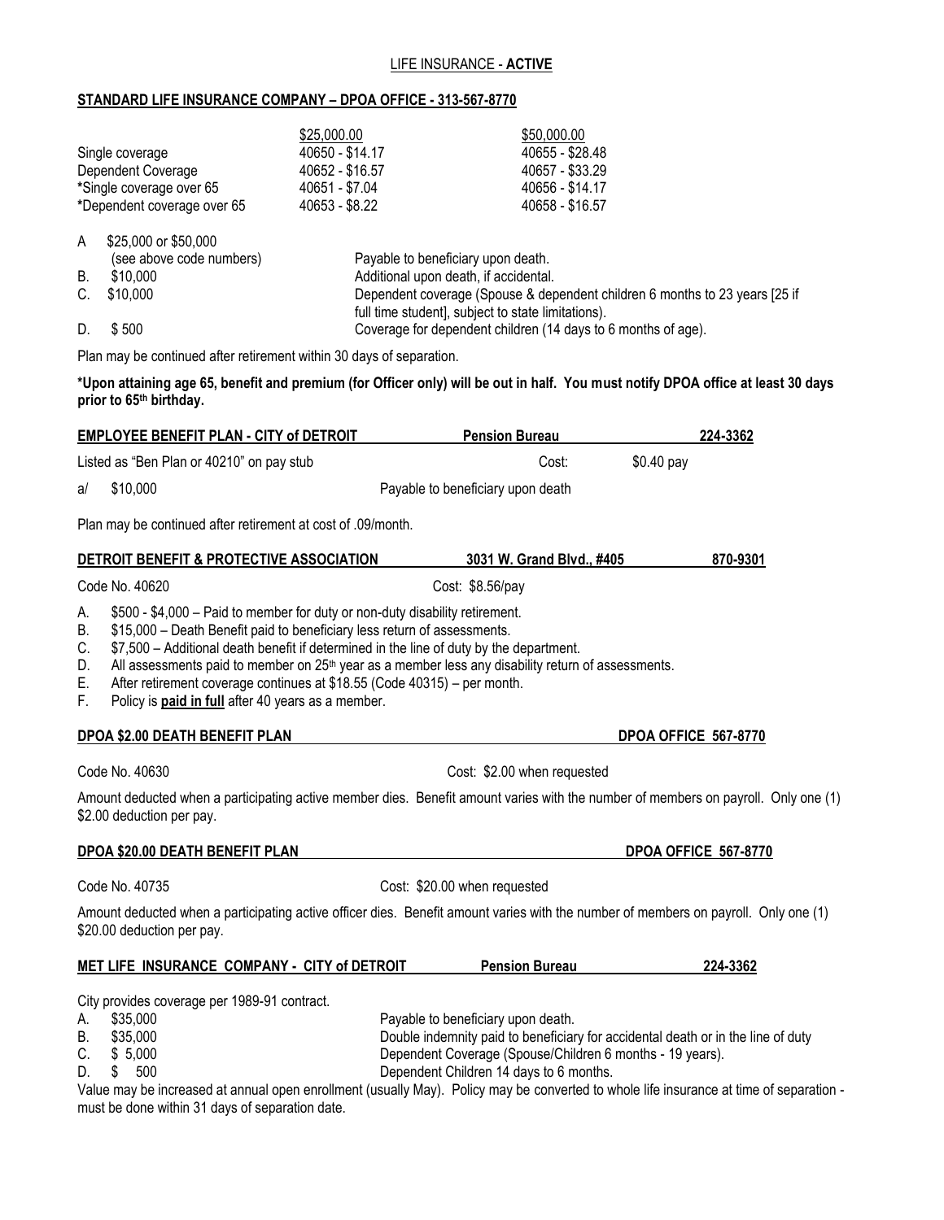# LIFE INSURANCE - **ACTIVE**

## STANDARD LIFE INSURANCE COMPANY – DPOA OFFICE - 313-567-8770

| | $25,000.00 | $50,000.00 |
|---|---|---|
| Single coverage | 40650 - $14.17 | 40655 - $28.48 |
| Dependent Coverage | 40652 - $16.57 | 40657 - $33.29 |
| *Single coverage over 65 | 40651 - $7.04 | 40656 - $14.17 |
| *Dependent coverage over 65 | 40653 - $8.22 | 40658 - $16.57 |

| | | |
|---|---|---|
| A | $25,000 or $50,000 (see above code numbers) | Payable to beneficiary upon death. |
| B. | $10,000 | Additional upon death, if accidental. |
| C. | $10,000 | Dependent coverage (Spouse & dependent children 6 months to 23 years [25 if full time student], subject to state limitations). |
| D. | $ 500 | Coverage for dependent children (14 days to 6 months of age). |

Plan may be continued after retirement within 30 days of separation.

**\*Upon attaining age 65, benefit and premium (for Officer only) will be cut in half. You must notify DPOA office at least 30 days prior to 65th birthday.**

## EMPLOYEE BENEFIT PLAN - CITY of DETROIT — Pension Bureau — 224-3362

Listed as "Ben Plan or 40210" on pay stub — Cost: $0.40 pay

a/ $10,000 — Payable to beneficiary upon death

Plan may be continued after retirement at cost of .09/month.

## DETROIT BENEFIT & PROTECTIVE ASSOCIATION — 3031 W. Grand Blvd., #405 — 870-9301

Code No. 40620 — Cost: $8.56/pay

A. $500 - $4,000 – Paid to member for duty or non-duty disability retirement.
B. $15,000 – Death Benefit paid to beneficiary less return of assessments.
C. $7,500 – Additional death benefit if determined in the line of duty by the department.
D. All assessments paid to member on 25th year as a member less any disability return of assessments.
E. After retirement coverage continues at $18.55 (Code 40315) – per month.
F. Policy is **paid in full** after 40 years as a member.

## DPOA $2.00 DEATH BENEFIT PLAN — DPOA OFFICE 567-8770

Code No. 40630 — Cost: $2.00 when requested

Amount deducted when a participating active member dies. Benefit amount varies with the number of members on payroll. Only one (1) $2.00 deduction per pay.

## DPOA $20.00 DEATH BENEFIT PLAN — DPOA OFFICE 567-8770

Code No. 40735 — Cost: $20.00 when requested

Amount deducted when a participating active officer dies. Benefit amount varies with the number of members on payroll. Only one (1) $20.00 deduction per pay.

## MET LIFE INSURANCE COMPANY - CITY of DETROIT — Pension Bureau — 224-3362

City provides coverage per 1989-91 contract.

| | | |
|---|---|---|
| A. | $35,000 | Payable to beneficiary upon death. |
| B. | $35,000 | Double indemnity paid to beneficiary for accidental death or in the line of duty |
| C. | $ 5,000 | Dependent Coverage (Spouse/Children 6 months - 19 years). |
| D. | $ 500 | Dependent Children 14 days to 6 months. |

Value may be increased at annual open enrollment (usually May). Policy may be converted to whole life insurance at time of separation - must be done within 31 days of separation date.